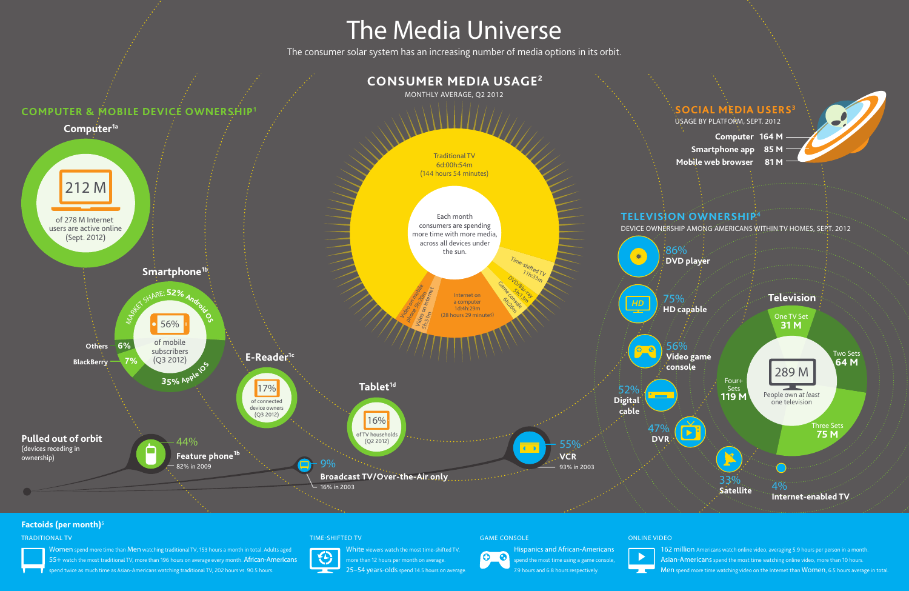# The Media Universe

The consumer solar system has an increasing number of media options in its orbit.

## Computer & Mobile Device Ownership[1]

### Computer[1a]

212 M of 278 M Internet users are active online (Sept. 2012)

### Smartphone[1b]

56% of mobile subscribers (Q3 2012)

Market share: 52% Android OS; 35% Apple iOS; 7% BlackBerry; 6% Others

### E-Reader[1c]

17% of connected device owners (Q3 2012)

### Tablet[1d]

16% of TV households (Q2 2012)

### Pulled out of orbit

(devices receding in ownership)

- 44% Feature phone[1b] — 82% in 2009
- 9% Broadcast TV/Over-the-Air only — 16% in 2003
- 55% VCR — 93% in 2003

## Consumer Media Usage[2]

MONTHLY AVERAGE, Q2 2012

Each month consumers are spending more time with more media, across all devices under the sun.

- Traditional TV 6d:00h:54m (144 hours 54 minutes)
- Time-shifted TV 11h:33m
- DVD/Blu-ray 5h:13m
- Game console 6h:26m
- Internet on a computer 1d:4h:29m (28 hours 29 minutes)
- Video on Internet 5h:51m
- Video on mobile phone 5h:20m

## Social Media Users[3]

USAGE BY PLATFORM, SEPT. 2012

| Platform | Users |
|---|---|
| Computer | 164 M |
| Smartphone app | 85 M |
| Mobile web browser | 81 M |

## Television Ownership[4]

DEVICE OWNERSHIP AMONG AMERICANS WITHIN TV HOMES, SEPT. 2012

- 86% DVD player
- 75% HD capable
- 56% Video game console
- 52% Digital cable
- 47% DVR
- 33% Satellite
- 4% Internet-enabled TV

### Television

289 M People own *at least* one television

- One TV Set 31 M
- Two Sets 64 M
- Three Sets 75 M
- Four+ Sets 119 M

## Factoids (per month)[5]

**TRADITIONAL TV**

Women spend more time than Men watching traditional TV, 153 hours a month in total. Adults aged 55+ watch the most traditional TV, more than 196 hours on average every month. African-Americans spend twice as much time as Asian-Americans watching traditional TV, 202 hours vs. 90.5 hours.

**TIME-SHIFTED TV**

White viewers watch the most time-shifted TV, more than 12 hours per month on average. 25–54 years-olds spend 14.5 hours on average.

**GAME CONSOLE**

Hispanics and African-Americans spend the most time using a game console, 7.9 hours and 6.8 hours respectively.

**ONLINE VIDEO**

162 million Americans watch online video, averaging 5.9 hours per person in a month. Asian-Americans spend the most time watching online video, more than 10 hours. Men spend more time watching video on the Internet than Women, 6.5 hours average in total.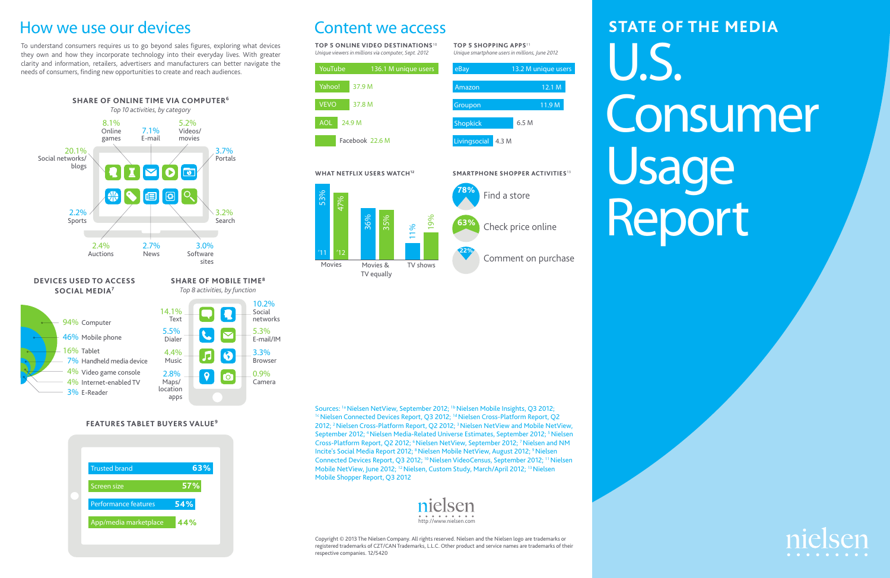# How we use our devices

To understand consumers requires us to go beyond sales figures, exploring what devices they own and how they incorporate technology into their everyday lives. With greater clarity and information, retailers, advertisers and manufacturers can better navigate the needs of consumers, finding new opportunities to create and reach audiences.

### SHARE OF ONLINE TIME VIA COMPUTER[6]

*Top 10 activities, by category*

20.1% Social networks/ blogs
8.1% Online games
7.1% E-mail
5.2% Videos/ movies
3.7% Portals
2.2% Sports
3.2% Search
2.4% Auctions
2.7% News
3.0% Software sites

### DEVICES USED TO ACCESS SOCIAL MEDIA[7]

94% Computer
46% Mobile phone
16% Tablet
7% Handheld media device
4% Video game console
4% Internet-enabled TV
3% E-Reader

### SHARE OF MOBILE TIME[8]

*Top 8 activities, by function*

14.1% Text
10.2% Social networks
5.5% Dialer
5.3% E-mail/IM
4.4% Music
3.3% Browser
2.8% Maps/ location apps
0.9% Camera

### FEATURES TABLET BUYERS VALUE[9]

Trusted brand 63%
Screen size 57%
Performance features 54%
App/media marketplace 44%

# Content we access

### TOP 5 ONLINE VIDEO DESTINATIONS[10]

*Unique viewers in millions via computer, Sept. 2012*

YouTube 136.1 M unique users
Yahoo! 37.9 M
VEVO 37.8 M
AOL 24.9 M
Facebook 22.6 M

### TOP 5 SHOPPING APPS[11]

*Unique smartphone users in millions, June 2012*

eBay 13.2 M unique users
Amazon 12.1 M
Groupon 11.9 M
Shopkick 6.5 M
Livingsocial 4.3 M

### WHAT NETFLIX USERS WATCH[12]

'11 '12
Movies 53% 47%
Movies & TV equally 36% 35%
TV shows 11% 19%

### SMARTPHONE SHOPPER ACTIVITIES[13]

78% Find a store
63% Check price online
22% Comment on purchase

Sources: [1a] Nielsen NetView, September 2012; [1b] Nielsen Mobile Insights, Q3 2012; [1c] Nielsen Connected Devices Report, Q3 2012; [1d] Nielsen Cross-Platform Report, Q2 2012; [2] Nielsen Cross-Platform Report, Q2 2012; [3] Nielsen NetView and Mobile NetView, September 2012; [4] Nielsen Media-Related Universe Estimates, September 2012; [5] Nielsen Cross-Platform Report, Q2 2012; [6] Nielsen NetView, September 2012; [7] Nielsen and NM Incite's Social Media Report 2012; [8] Nielsen Mobile NetView, August 2012; [9] Nielsen Connected Devices Report, Q3 2012; [10] Nielsen VideoCensus, September 2012; [11] Nielsen Mobile NetView, June 2012; [12] Nielsen, Custom Study, March/April 2012; [13] Nielsen Mobile Shopper Report, Q3 2012

nielsen
http://www.nielsen.com

Copyright © 2013 The Nielsen Company. All rights reserved. Nielsen and the Nielsen logo are trademarks or registered trademarks of CZT/CAN Trademarks, L.L.C. Other product and service names are trademarks of their respective companies. 12/5420

## STATE OF THE MEDIA

# U.S. Consumer Usage Report

nielsen